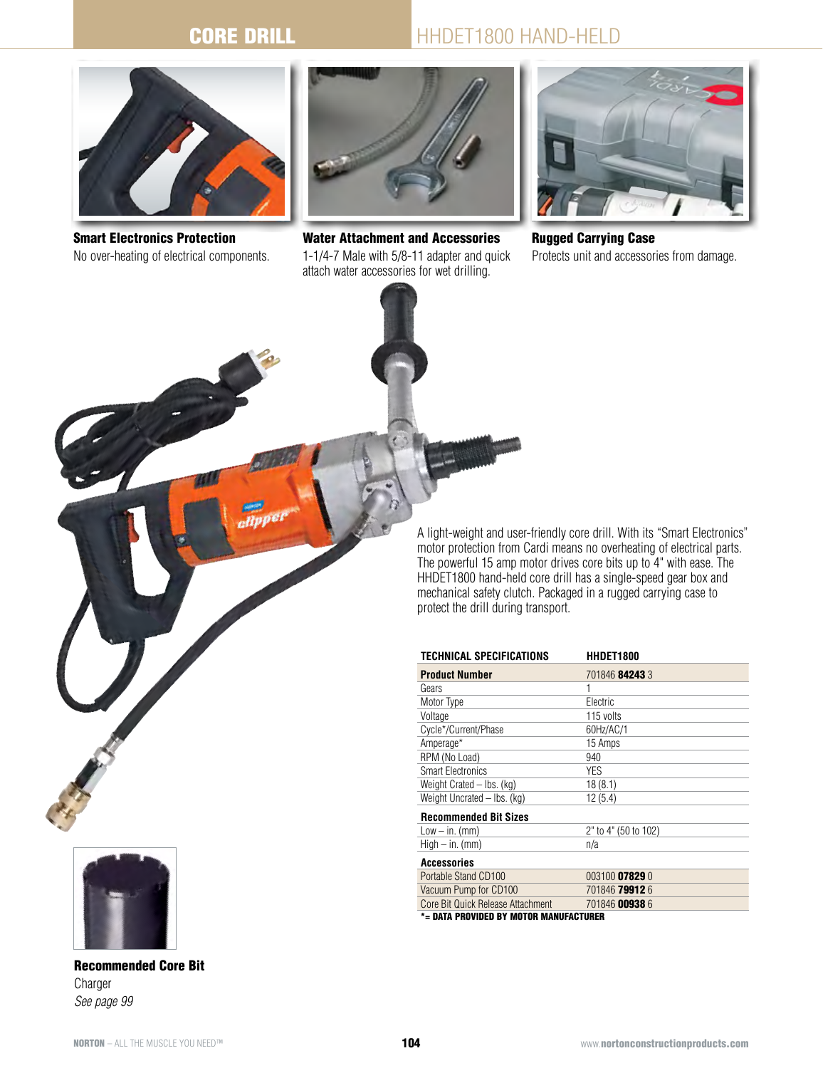# CORE DRILL

## HHDET1800 HAND-HELD

**Smart Electronics Protection**
No over-heating of electrical components.

**Water Attachment and Accessories**
1-1/4-7 Male with 5/8-11 adapter and quick attach water accessories for wet drilling.

**Rugged Carrying Case**
Protects unit and accessories from damage.

A light-weight and user-friendly core drill. With its "Smart Electronics" motor protection from Cardi means no overheating of electrical parts. The powerful 15 amp motor drives core bits up to 4" with ease. The HHDET1800 hand-held core drill has a single-speed gear box and mechanical safety clutch. Packaged in a rugged carrying case to protect the drill during transport.

| TECHNICAL SPECIFICATIONS | HHDET1800 |
|---|---|
| **Product Number** | 701846 **84243** 3 |
| Gears | 1 |
| Motor Type | Electric |
| Voltage | 115 volts |
| Cycle*/Current/Phase | 60Hz/AC/1 |
| Amperage* | 15 Amps |
| RPM (No Load) | 940 |
| Smart Electronics | YES |
| Weight Crated – lbs. (kg) | 18 (8.1) |
| Weight Uncrated – lbs. (kg) | 12 (5.4) |
| **Recommended Bit Sizes** | |
| Low – in. (mm) | 2" to 4" (50 to 102) |
| High – in. (mm) | n/a |
| **Accessories** | |
| Portable Stand CD100 | 003100 **07829** 0 |
| Vacuum Pump for CD100 | 701846 **79912** 6 |
| Core Bit Quick Release Attachment | 701846 **00938** 6 |

***= DATA PROVIDED BY MOTOR MANUFACTURER**

**Recommended Core Bit**
Charger
*See page 99*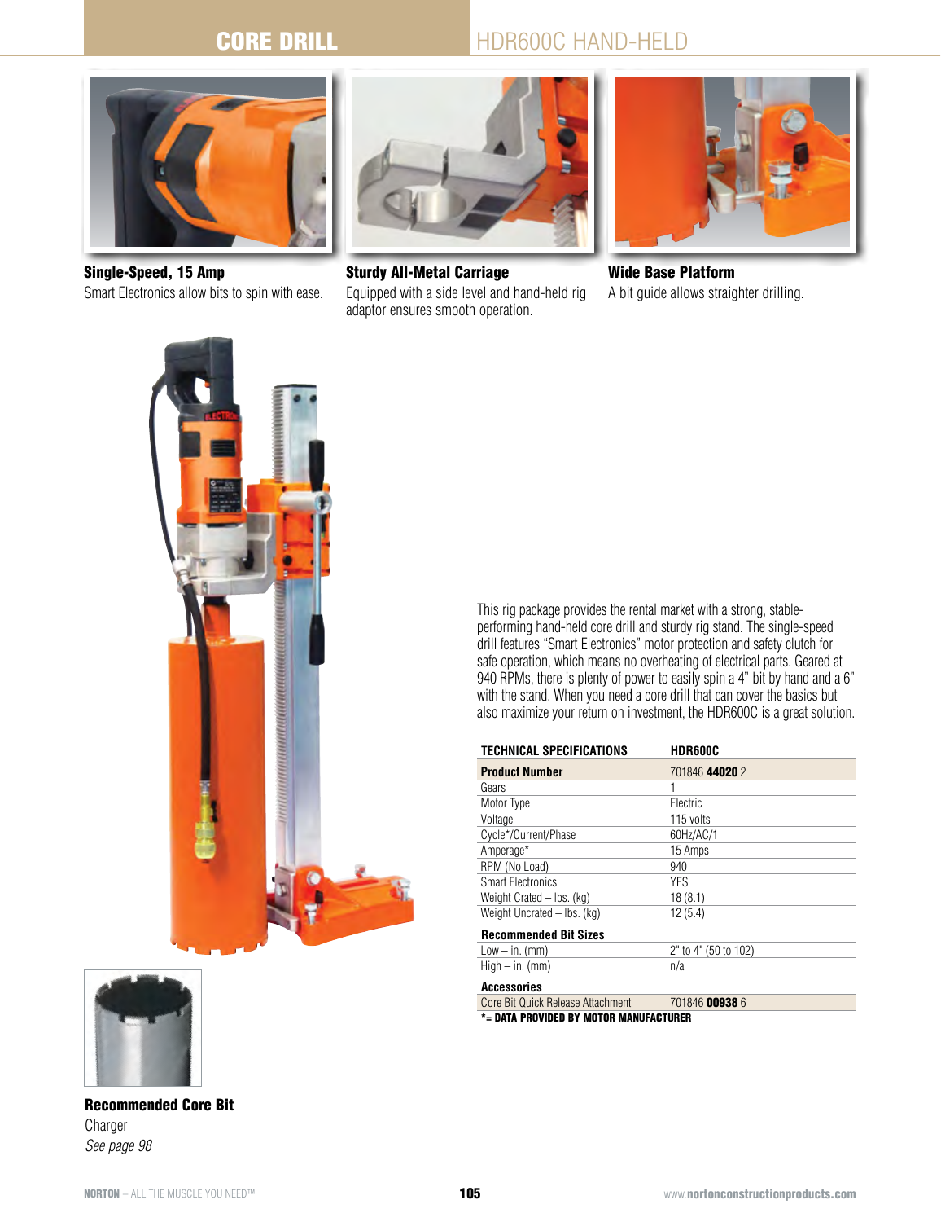# CORE DRILL

## HDR600C HAND-HELD

**Single-Speed, 15 Amp**
Smart Electronics allow bits to spin with ease.

**Sturdy All-Metal Carriage**
Equipped with a side level and hand-held rig adaptor ensures smooth operation.

**Wide Base Platform**
A bit guide allows straighter drilling.

This rig package provides the rental market with a strong, stable-performing hand-held core drill and sturdy rig stand. The single-speed drill features "Smart Electronics" motor protection and safety clutch for safe operation, which means no overheating of electrical parts. Geared at 940 RPMs, there is plenty of power to easily spin a 4" bit by hand and a 6" with the stand. When you need a core drill that can cover the basics but also maximize your return on investment, the HDR600C is a great solution.

| TECHNICAL SPECIFICATIONS | HDR600C |
|---|---|
| **Product Number** | 701846 **44020** 2 |
| Gears | 1 |
| Motor Type | Electric |
| Voltage | 115 volts |
| Cycle*/Current/Phase | 60Hz/AC/1 |
| Amperage* | 15 Amps |
| RPM (No Load) | 940 |
| Smart Electronics | YES |
| Weight Crated – lbs. (kg) | 18 (8.1) |
| Weight Uncrated – lbs. (kg) | 12 (5.4) |
| **Recommended Bit Sizes** | |
| Low – in. (mm) | 2" to 4" (50 to 102) |
| High – in. (mm) | n/a |
| **Accessories** | |
| Core Bit Quick Release Attachment | 701846 **00938** 6 |

**\*= DATA PROVIDED BY MOTOR MANUFACTURER**

**Recommended Core Bit**
Charger
*See page 98*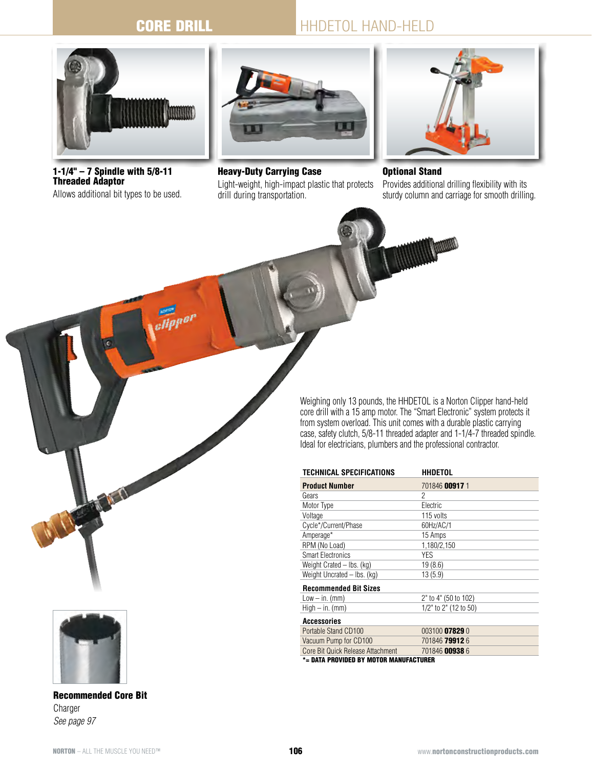# CORE DRILL

## HHDETOL HAND-HELD

### 1-1/4" – 7 Spindle with 5/8-11 Threaded Adaptor

Allows additional bit types to be used.

### Heavy-Duty Carrying Case

Light-weight, high-impact plastic that protects drill during transportation.

### Optional Stand

Provides additional drilling flexibility with its sturdy column and carriage for smooth drilling.

Weighing only 13 pounds, the HHDETOL is a Norton Clipper hand-held core drill with a 15 amp motor. The "Smart Electronic" system protects it from system overload. This unit comes with a durable plastic carrying case, safety clutch, 5/8-11 threaded adapter and 1-1/4-7 threaded spindle. Ideal for electricians, plumbers and the professional contractor.

| TECHNICAL SPECIFICATIONS | HHDETOL |
|---|---|
| **Product Number** | 701846 **00917** 1 |
| Gears | 2 |
| Motor Type | Electric |
| Voltage | 115 volts |
| Cycle*/Current/Phase | 60Hz/AC/1 |
| Amperage* | 15 Amps |
| RPM (No Load) | 1,180/2,150 |
| Smart Electronics | YES |
| Weight Crated – lbs. (kg) | 19 (8.6) |
| Weight Uncrated – lbs. (kg) | 13 (5.9) |
| **Recommended Bit Sizes** | |
| Low – in. (mm) | 2" to 4" (50 to 102) |
| High – in. (mm) | 1/2" to 2" (12 to 50) |
| **Accessories** | |
| Portable Stand CD100 | 003100 **07829** 0 |
| Vacuum Pump for CD100 | 701846 **79912** 6 |
| Core Bit Quick Release Attachment | 701846 **00938** 6 |

**\*= DATA PROVIDED BY MOTOR MANUFACTURER**

### Recommended Core Bit

Charger

*See page 97*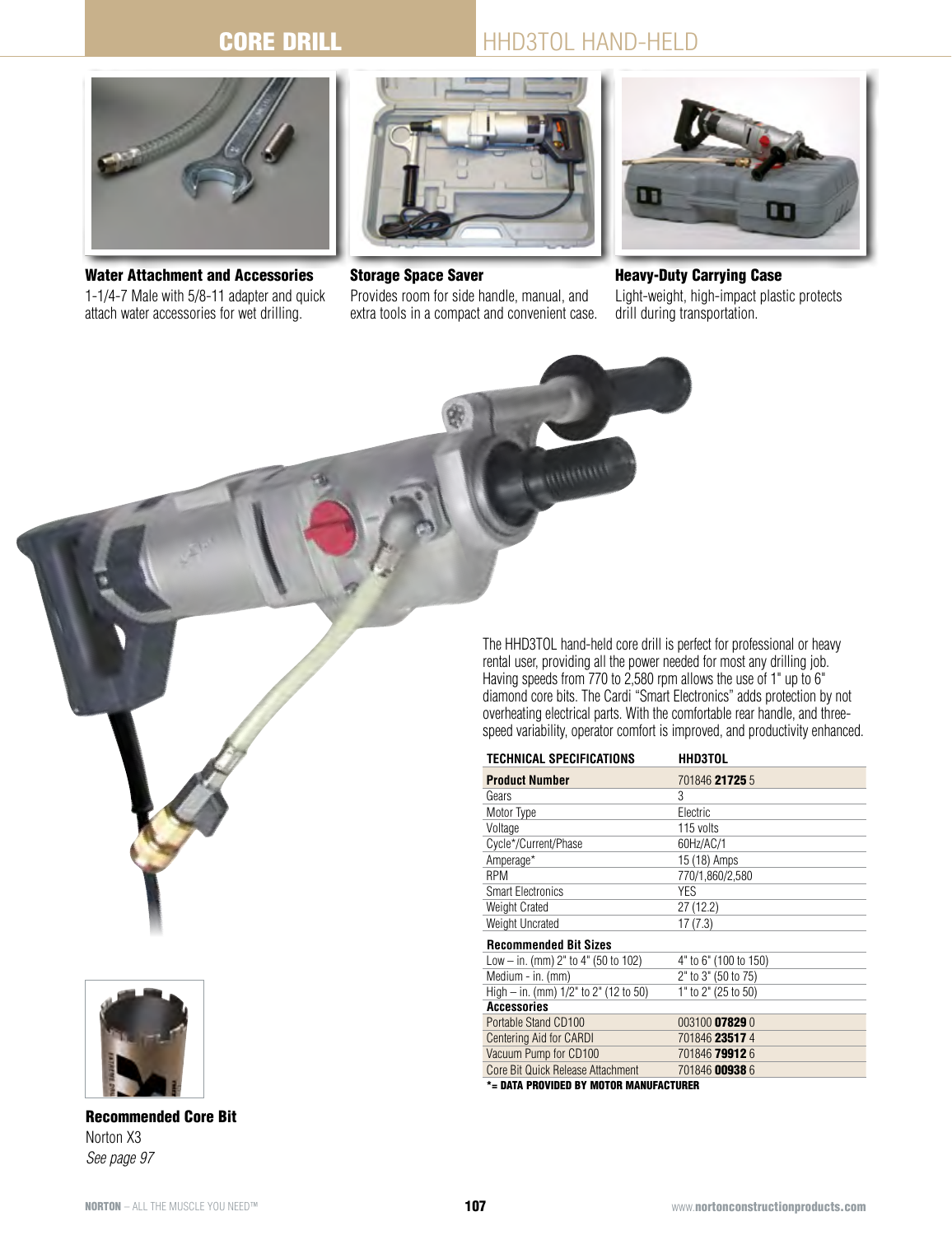# CORE DRILL

## HHD3TOL HAND-HELD

**Water Attachment and Accessories**
1-1/4-7 Male with 5/8-11 adapter and quick attach water accessories for wet drilling.

**Storage Space Saver**
Provides room for side handle, manual, and extra tools in a compact and convenient case.

**Heavy-Duty Carrying Case**
Light-weight, high-impact plastic protects drill during transportation.

The HHD3TOL hand-held core drill is perfect for professional or heavy rental user, providing all the power needed for most any drilling job. Having speeds from 770 to 2,580 rpm allows the use of 1" up to 6" diamond core bits. The Cardi "Smart Electronics" adds protection by not overheating electrical parts. With the comfortable rear handle, and three-speed variability, operator comfort is improved, and productivity enhanced.

| TECHNICAL SPECIFICATIONS | HHD3TOL |
|---|---|
| **Product Number** | 701846 **21725** 5 |
| Gears | 3 |
| Motor Type | Electric |
| Voltage | 115 volts |
| Cycle*/Current/Phase | 60Hz/AC/1 |
| Amperage* | 15 (18) Amps |
| RPM | 770/1,860/2,580 |
| Smart Electronics | YES |
| Weight Crated | 27 (12.2) |
| Weight Uncrated | 17 (7.3) |
| **Recommended Bit Sizes** | |
| Low – in. (mm) 2" to 4" (50 to 102) | 4" to 6" (100 to 150) |
| Medium - in. (mm) | 2" to 3" (50 to 75) |
| High – in. (mm) 1/2" to 2" (12 to 50) | 1" to 2" (25 to 50) |
| **Accessories** | |
| Portable Stand CD100 | 003100 **07829** 0 |
| Centering Aid for CARDI | 701846 **23517** 4 |
| Vacuum Pump for CD100 | 701846 **79912** 6 |
| Core Bit Quick Release Attachment | 701846 **00938** 6 |

***= DATA PROVIDED BY MOTOR MANUFACTURER**

**Recommended Core Bit**
Norton X3
*See page 97*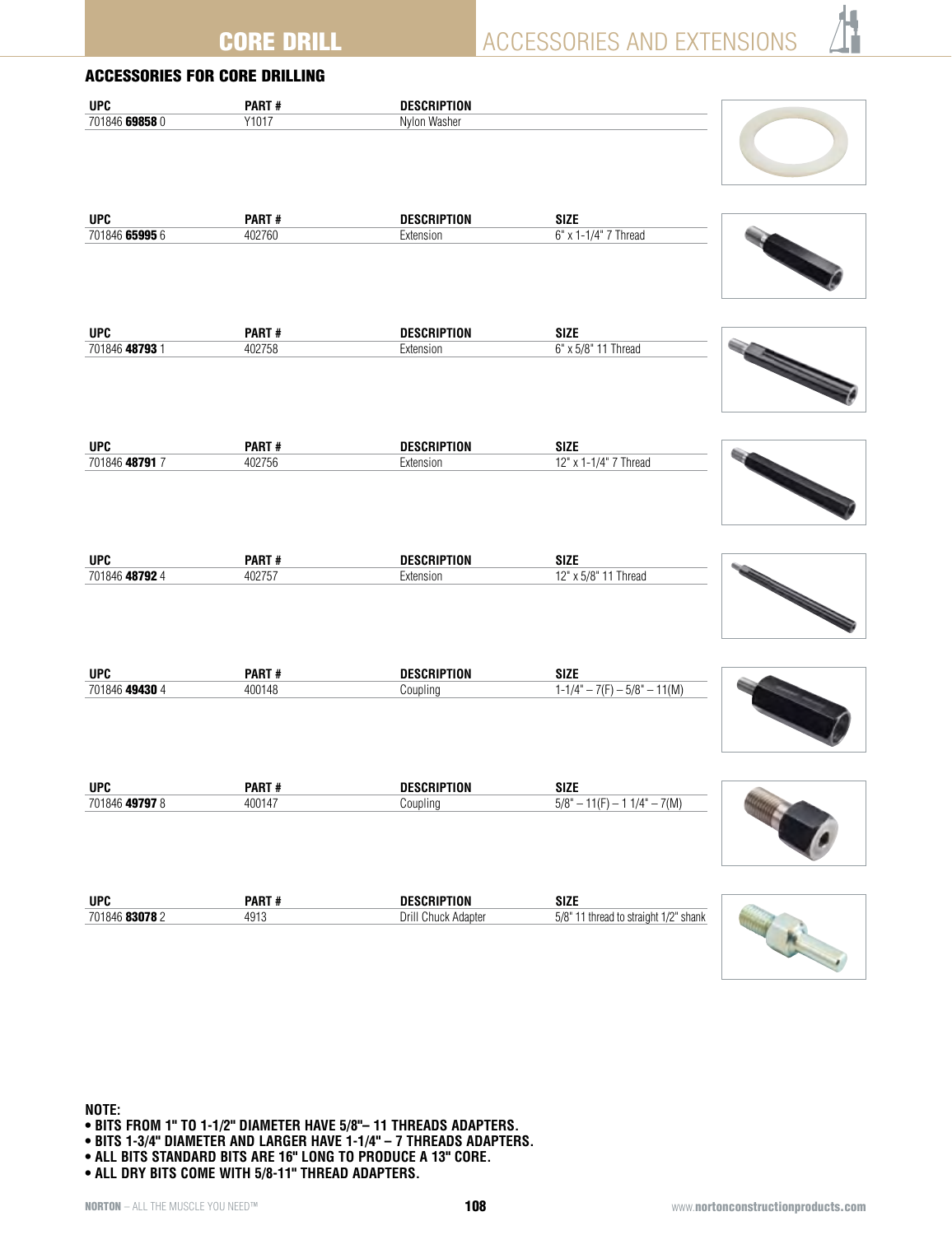# CORE DRILL — ACCESSORIES AND EXTENSIONS

## ACCESSORIES FOR CORE DRILLING

| UPC | PART # | DESCRIPTION |
|---|---|---|
| 701846 **69858** 0 | Y1017 | Nylon Washer |

| UPC | PART # | DESCRIPTION | SIZE |
|---|---|---|---|
| 701846 **65995** 6 | 402760 | Extension | 6" x 1-1/4" 7 Thread |

| UPC | PART # | DESCRIPTION | SIZE |
|---|---|---|---|
| 701846 **48793** 1 | 402758 | Extension | 6" x 5/8" 11 Thread |

| UPC | PART # | DESCRIPTION | SIZE |
|---|---|---|---|
| 701846 **48791** 7 | 402756 | Extension | 12" x 1-1/4" 7 Thread |

| UPC | PART # | DESCRIPTION | SIZE |
|---|---|---|---|
| 701846 **48792** 4 | 402757 | Extension | 12" x 5/8" 11 Thread |

| UPC | PART # | DESCRIPTION | SIZE |
|---|---|---|---|
| 701846 **49430** 4 | 400148 | Coupling | 1-1/4" – 7(F) – 5/8" – 11(M) |

| UPC | PART # | DESCRIPTION | SIZE |
|---|---|---|---|
| 701846 **49797** 8 | 400147 | Coupling | 5/8" – 11(F) – 1 1/4" – 7(M) |

| UPC | PART # | DESCRIPTION | SIZE |
|---|---|---|---|
| 701846 **83078** 2 | 4913 | Drill Chuck Adapter | 5/8" 11 thread to straight 1/2" shank |

**NOTE:**
- **BITS FROM 1" TO 1-1/2" DIAMETER HAVE 5/8"– 11 THREADS ADAPTERS.**
- **BITS 1-3/4" DIAMETER AND LARGER HAVE 1-1/4" – 7 THREADS ADAPTERS.**
- **ALL BITS STANDARD BITS ARE 16" LONG TO PRODUCE A 13" CORE.**
- **ALL DRY BITS COME WITH 5/8-11" THREAD ADAPTERS.**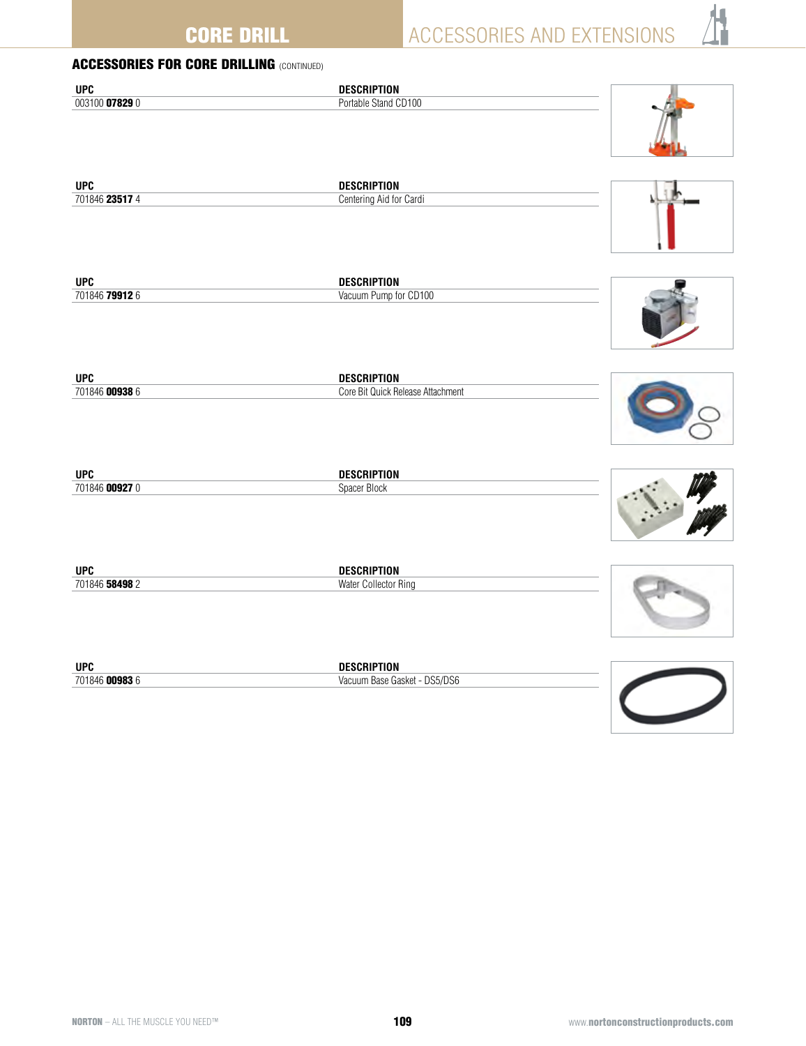## ACCESSORIES FOR CORE DRILLING (CONTINUED)

| UPC | DESCRIPTION |
|---|---|
| 003100 **07829** 0 | Portable Stand CD100 |

| UPC | DESCRIPTION |
|---|---|
| 701846 **23517** 4 | Centering Aid for Cardi |

| UPC | DESCRIPTION |
|---|---|
| 701846 **79912** 6 | Vacuum Pump for CD100 |

| UPC | DESCRIPTION |
|---|---|
| 701846 **00938** 6 | Core Bit Quick Release Attachment |

| UPC | DESCRIPTION |
|---|---|
| 701846 **00927** 0 | Spacer Block |

| UPC | DESCRIPTION |
|---|---|
| 701846 **58498** 2 | Water Collector Ring |

| UPC | DESCRIPTION |
|---|---|
| 701846 **00983** 6 | Vacuum Base Gasket - DS5/DS6 |